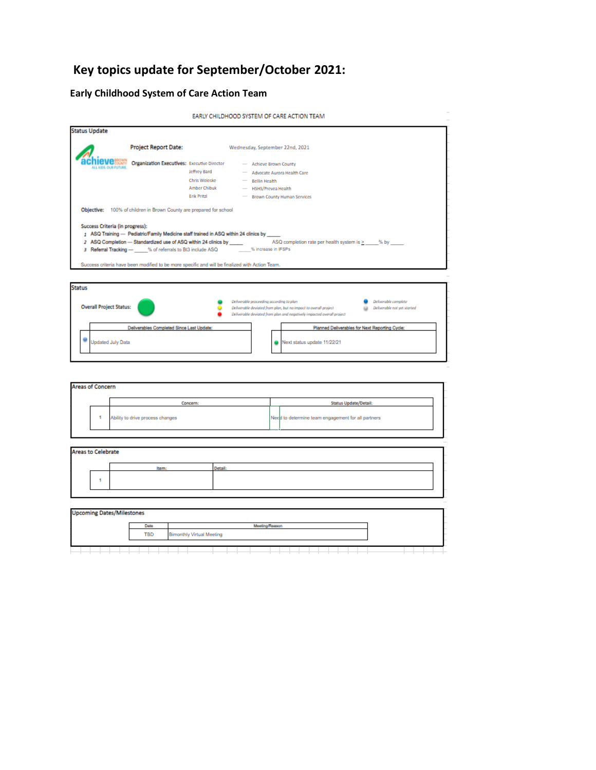# Key topics update for September/October 2021:

## Early Childhood System of Care Action Team

EARLY CHILDHOOD SYSTEM OF CARE ACTION TEAM

### Status Update

**Project Report Date:** Wednesday, September 22nd, 2021

**Organization Executives:**

| | |
|---|---|
| Executive Director | — Achieve Brown County |
| Jeffrey Bard | — Advocate Aurora Health Care |
| Chris Woleske | — Bellin Health |
| Amber Chibuk | — HSHS/Prevea Health |
| Erik Pritzl | — Brown County Human Services |

**Objective:** 100% of children in Brown County are prepared for school

**Success Criteria (in progress):**

1. **ASQ Training — Pediatric/Family Medicine staff trained in ASQ within 24 clinics by _____**
2. **ASQ Completion — Standardized use of ASQ within 24 clinics by _____** ASQ completion rate per health system is ≥ _____% by _____
3. **Referral Tracking —** _____% of referrals to Bt3 include ASQ _____% increase in IFSPs

Success criteria have been modified to be more specific and will be finalized with Action Team.

### Status

**Overall Project Status:** (green)

- Green: *Deliverable proceeding according to plan*
- Yellow: *Deliverable deviated from plan, but no impact to overall project*
- Red: *Deliverable deviated from plan and negatively impacted overall project*
- Blue: *Deliverable complete*
- Gray: *Deliverable not yet started*

| Deliverables Completed Since Last Update: | Planned Deliverables for Next Reporting Cycle: |
|---|---|
| Updated July Data | Next status update 11/22/21 |

### Areas of Concern

| | Concern: | Status Update/Detail: |
|---|---|---|
| 1 | Ability to drive process changes | Need to determine team engagement for all partners |

### Areas to Celebrate

| | Item: | Detail: |
|---|---|---|
| 1 | | |

### Upcoming Dates/Milestones

| Date | Meeting/Reason |
|---|---|
| TBD | Bimonthly Virtual Meeting |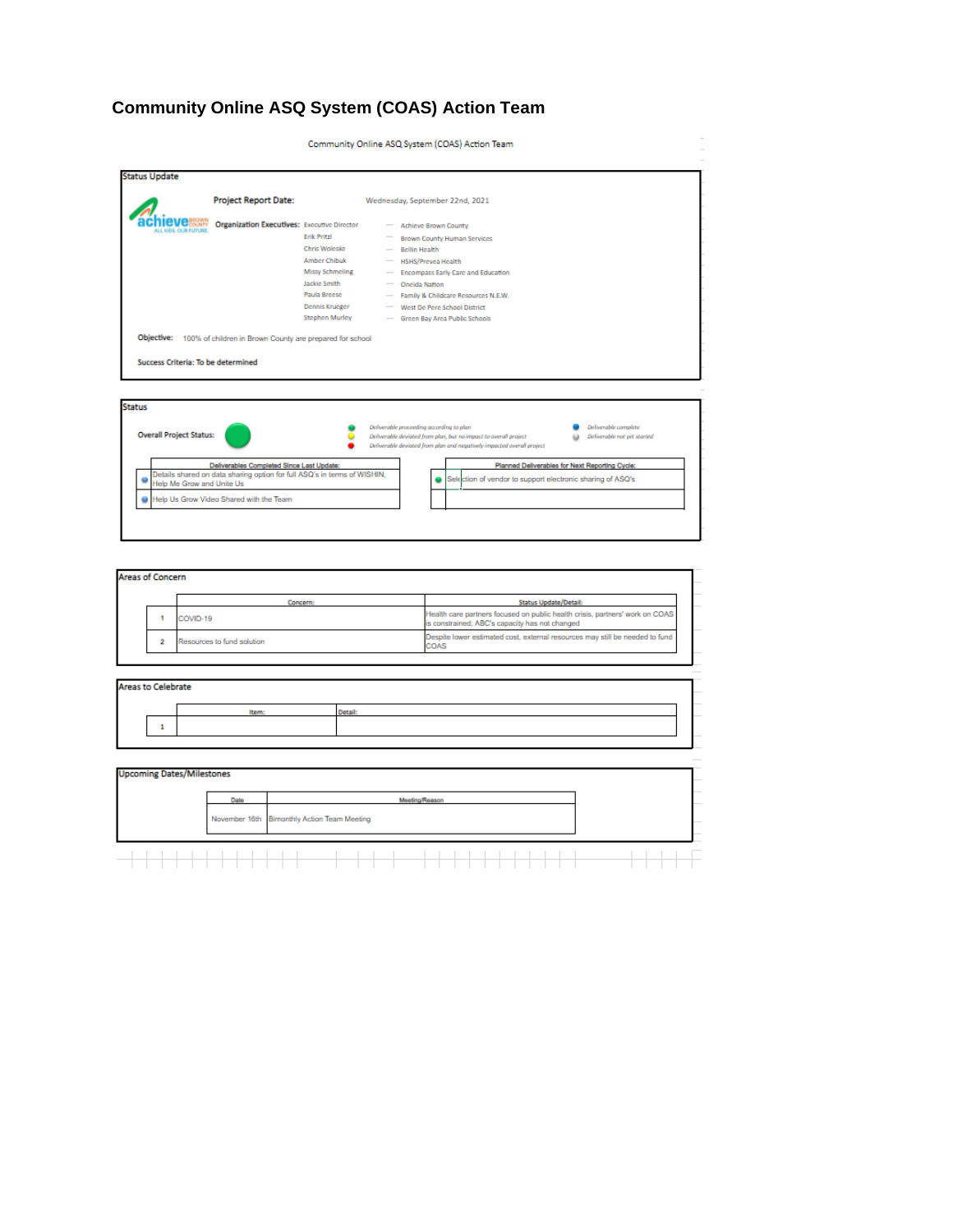# Community Online ASQ System (COAS) Action Team

Community Online ASQ System (COAS) Action Team

## Status Update

**Project Report Date:** Wednesday, September 22nd, 2021

**Organization Executives:**

| Executive Director | Organization |
|---|---|
| Executive Director | Achieve Brown County |
| Erik Pritzl | Brown County Human Services |
| Chris Woleske | Bellin Health |
| Amber Chibuk | HSHS/Prevea Health |
| Missy Schmeling | Encompass Early Care and Education |
| Jackie Smith | Oneida Nation |
| Paula Breese | Family & Childcare Resources N.E.W. |
| Dennis Krueger | West De Pere School District |
| Stephen Murley | Green Bay Area Public Schools |

**Objective:** 100% of children in Brown County are prepared for school

**Success Criteria: To be determined**

## Status

**Overall Project Status:** Green

- Green: *Deliverable proceeding according to plan*
- Yellow: *Deliverable deviated from plan, but no impact to overall project*
- Red: *Deliverable deviated from plan and negatively impacted overall project*
- Blue: *Deliverable complete*
- Gray: *Deliverable not yet started*

| Deliverables Completed Since Last Update: |
|---|
| (Blue) Details shared on data sharing option for full ASQ's in terms of WISHIN, Help Me Grow and Unite Us |
| (Blue) Help Us Grow Video Shared with the Team |

| Planned Deliverables for Next Reporting Cycle: |
|---|
| (Green) Selection of vendor to support electronic sharing of ASQ's |

## Areas of Concern

| | Concern: | Status Update/Detail: |
|---|---|---|
| 1 | COVID-19 | Health care partners focused on public health crisis, partners' work on COAS is constrained; ABC's capacity has not changed |
| 2 | Resources to fund solution | Despite lower estimated cost, external resources may still be needed to fund COAS |

## Areas to Celebrate

| | Item: | Detail: |
|---|---|---|
| 1 | | |

## Upcoming Dates/Milestones

| Date | Meeting/Reason |
|---|---|
| November 16th | Bimonthly Action Team Meeting |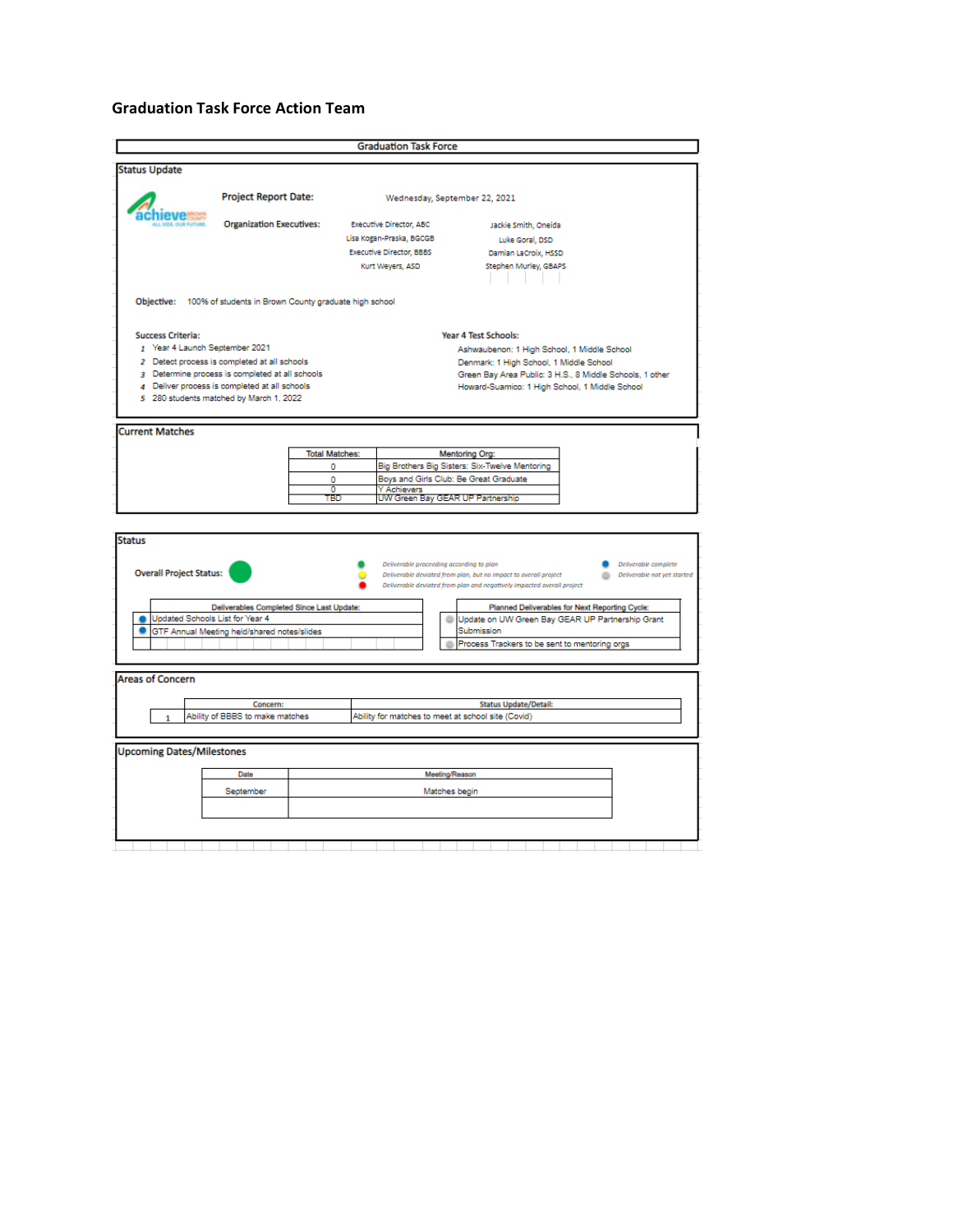## Graduation Task Force Action Team

### Graduation Task Force

#### Status Update

**Project Report Date:** Wednesday, September 22, 2021

**Organization Executives:**

| | |
|---|---|
| Executive Director, ABC | Jackie Smith, Oneida |
| Lisa Kogan-Praska, BGCGB | Luke Goral, DSD |
| Executive Director, BBBS | Damian LaCroix, HSSD |
| Kurt Weyers, ASD | Stephen Murley, GBAPS |

**Objective:** 100% of students in Brown County graduate high school

**Success Criteria:**

1. Year 4 Launch September 2021
2. Detect process is completed at all schools
3. Determine process is completed at all schools
4. Deliver process is completed at all schools
5. 280 students matched by March 1, 2022

**Year 4 Test Schools:**

- Ashwaubenon: 1 High School, 1 Middle School
- Denmark: 1 High School, 1 Middle School
- Green Bay Area Public: 3 H.S., 8 Middle Schools, 1 other
- Howard-Suamico: 1 High School, 1 Middle School

#### Current Matches

| Total Matches: | Mentoring Org: |
|---|---|
| 0 | Big Brothers Big Sisters: Six-Twelve Mentoring |
| 0 | Boys and Girls Club: Be Great Graduate |
| 0 | Y Achievers |
| TBD | UW Green Bay GEAR UP Partnership |

#### Status

**Overall Project Status:** Green

- Green: Deliverable proceeding according to plan
- Yellow: Deliverable deviated from plan, but no impact to overall project
- Red: Deliverable deviated from plan and negatively impacted overall project
- Blue: Deliverable complete
- Gray: Deliverable not yet started

| Deliverables Completed Since Last Update: |
|---|
| Updated Schools List for Year 4 (complete) |
| GTF Annual Meeting held/shared notes/slides (complete) |

| Planned Deliverables for Next Reporting Cycle: |
|---|
| Update on UW Green Bay GEAR UP Partnership Grant Submission (not yet started) |
| Process Trackers to be sent to mentoring orgs (not yet started) |

#### Areas of Concern

| | Concern: | Status Update/Detail: |
|---|---|---|
| 1 | Ability of BBBS to make matches | Ability for matches to meet at school site (Covid) |

#### Upcoming Dates/Milestones

| Date | Meeting/Reason |
|---|---|
| September | Matches begin |
| | |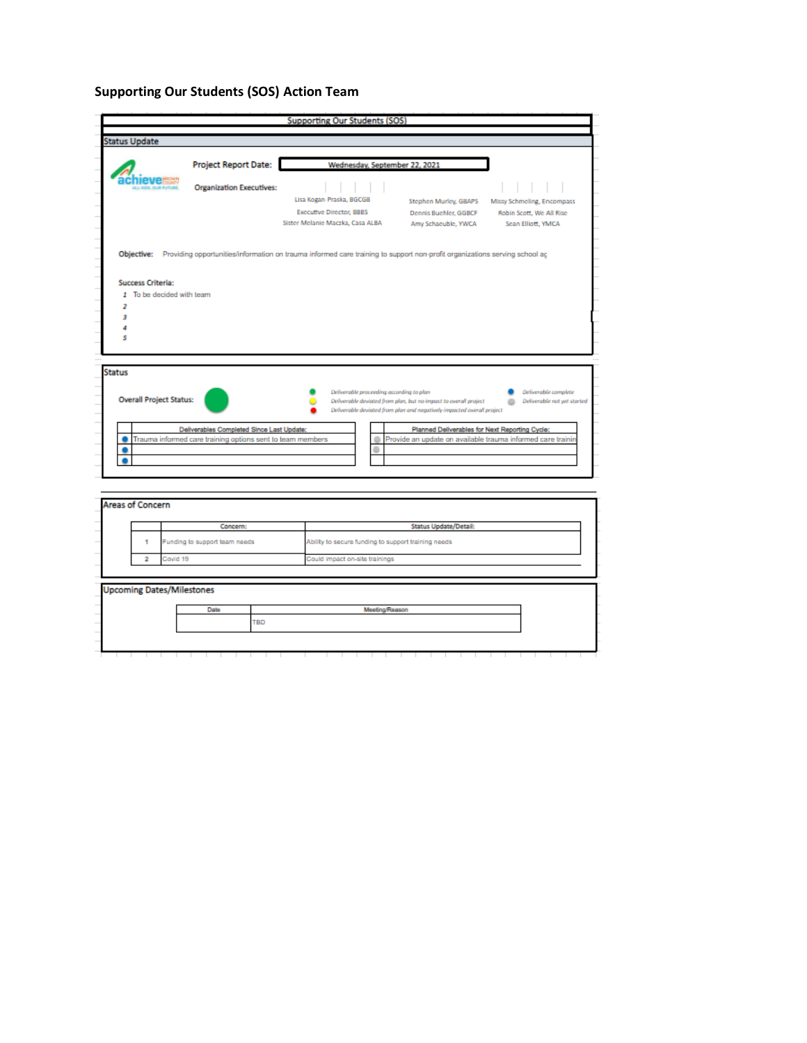# Supporting Our Students (SOS) Action Team

## Supporting Our Students (SOS)

### Status Update

**Project Report Date:** Wednesday, September 22, 2021

**Organization Executives:**

| | | |
|---|---|---|
| Lisa Kogan-Praska, BGCGB | Stephen Murley, GBAPS | Missy Schmeling, Encompass |
| Executive Director, BBBS | Dennis Buehler, GGBCF | Robin Scott, We All Rise |
| Sister Melanie Maczka, Casa ALBA | Amy Schaeuble, YWCA | Sean Elliott, YMCA |

**Objective:** Providing opportunities/information on trauma informed care training to support non-profit organizations serving school ag

**Success Criteria:**

1. To be decided with team
2.
3.
4.
5.

### Status

**Overall Project Status:** Green

- Green: *Deliverable proceeding according to plan*
- Yellow: *Deliverable deviated from plan, but no impact to overall project*
- Red: *Deliverable deviated from plan and negatively impacted overall project*
- Blue: *Deliverable complete*
- Gray: *Deliverable not yet started*

| | Deliverables Completed Since Last Update: |
|---|---|
| Blue | Trauma informed care training options sent to team members |
| Blue | |
| Blue | |

| | Planned Deliverables for Next Reporting Cycle: |
|---|---|
| Gray | Provide an update on available trauma informed care trainin |
| Gray | |
| | |

### Areas of Concern

| | Concern: | Status Update/Detail: |
|---|---|---|
| 1 | Funding to support team needs | Ability to secure funding to support training needs |
| 2 | Covid 19 | Could impact on-site trainings |

### Upcoming Dates/Milestones

| Date | Meeting/Reason |
|---|---|
| | TBD |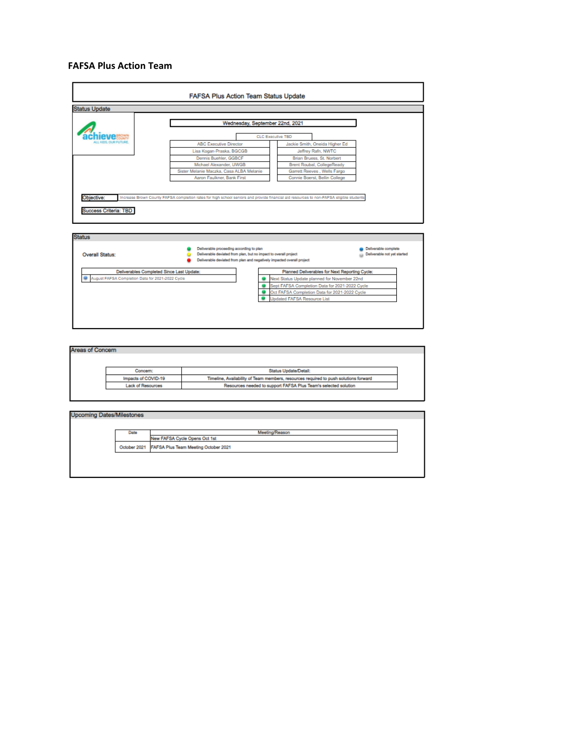## FAFSA Plus Action Team

### FAFSA Plus Action Team Status Update

#### Status Update

achieve BROWN COUNTY — ALL KIDS. OUR FUTURE.

**Wednesday, September 22nd, 2021**

CLC Executive TBD

| | |
|---|---|
| ABC Executive Director | Jackie Smith, Oneida Higher Ed |
| Lisa Kogan-Praska, BGCGB | Jeffrey Rafn, NWTC |
| Dennis Buehler, GGBCF | Brian Bruess, St. Norbert |
| Michael Alexander, UWGB | Brent Roubal, CollegeReady |
| Sister Melanie Maczka, Casa ALBA Melanie | Garrett Reeves , Wells Fargo |
| Aaron Faulkner, Bank First | Connie Boerst, Bellin College |

**Objective:** Increase Brown County FAFSA completion rates for high school seniors and provide financial aid resources to non-FAFSA eligible students

**Success Criteria:** TBD

#### Status

Overall Status:

- Green: Deliverable proceeding according to plan
- Yellow: Deliverable deviated from plan, but no impact to overall project
- Red: Deliverable deviated from plan and negatively impacted overall project
- Blue: Deliverable complete
- Gray: Deliverable not yet started

| Status | Deliverables Completed Since Last Update: |
|---|---|
| Blue | August FAFSA Completion Data for 2021-2022 Cycle |

| Status | Planned Deliverables for Next Reporting Cycle: |
|---|---|
| Green | Next Status Update planned for November 22nd |
| Green | Sept FAFSA Completion Data for 2021-2022 Cycle |
| Green | Oct FAFSA Completion Data for 2021-2022 Cycle |
| Green | Updated FAFSA Resource List |

#### Areas of Concern

| Concern: | Status Update/Detail: |
|---|---|
| Impacts of COVID-19 | Timeline, Availability of Team members, resources required to push solutions forward |
| Lack of Resources | Resources needed to support FAFSA Plus Team's selected solution |

#### Upcoming Dates/Milestones

| Date | Meeting/Reason |
|---|---|
| | New FAFSA Cycle Opens Oct 1st |
| October 2021 | FAFSA Plus Team Meeting October 2021 |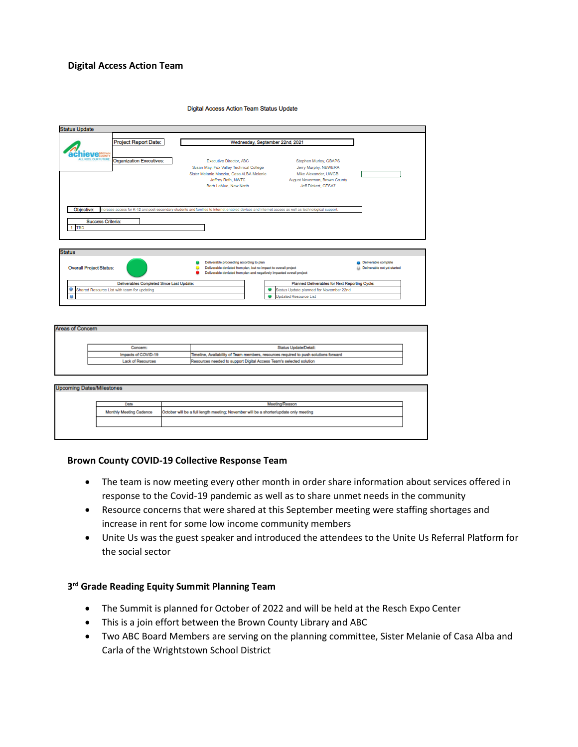## Digital Access Action Team

Digital Access Action Team Status Update

**Status Update**

achieve BROWN COUNTY — ALL KIDS. OUR FUTURE.

| Project Report Date: | Wednesday, September 22nd, 2021 |
|---|---|

Organization Executives:

| | |
|---|---|
| Executive Director, ABC | Stephen Murley, GBAPS |
| Susan May, Fox Valley Technical College | Jerry Murphy, NEWERA |
| Sister Melanie Maczka, Casa ALBA Melanie | Mike Alexander, UWGB |
| Jeffrey Rafn, NWTC | August Neverman, Brown County |
| Barb LaMue, New North | Jeff Dickert, CESA7 |

Objective: Increase access for K-12 and post-secondary students and families to internet enabled devices and internet access as well as technological support.

Success Criteria:

1. TBD

**Status**

Overall Project Status: ● (green)

- ● Deliverable proceeding according to plan
- ● Deliverable deviated from plan, but no impact to overall project
- ● Deliverable deviated from plan and negatively impacted overall project
- ● Deliverable complete
- ● Deliverable not yet started

| Deliverables Completed Since Last Update: |
|---|
| Shared Resource List with team for updating |
| |

| Planned Deliverables for Next Reporting Cycle: |
|---|
| Status Update planned for November 22nd |
| Updated Resource List |

**Areas of Concern**

| Concern: | Status Update/Detail: |
|---|---|
| Impacts of COVID-19 | Timeline, Availability of Team members, resources required to push solutions forward |
| Lack of Resources | Resources needed to support Digital Access Team's selected solution |

**Upcoming Dates/Milestones**

| Date | Meeting/Reason |
|---|---|
| Monthly Meeting Cadence | October will be a full length meeting; November will be a shorter/update only meeting |
| | |

### Brown County COVID-19 Collective Response Team

- The team is now meeting every other month in order share information about services offered in response to the Covid-19 pandemic as well as to share unmet needs in the community
- Resource concerns that were shared at this September meeting were staffing shortages and increase in rent for some low income community members
- Unite Us was the guest speaker and introduced the attendees to the Unite Us Referral Platform for the social sector

### 3rd Grade Reading Equity Summit Planning Team

- The Summit is planned for October of 2022 and will be held at the Resch Expo Center
- This is a join effort between the Brown County Library and ABC
- Two ABC Board Members are serving on the planning committee, Sister Melanie of Casa Alba and Carla of the Wrightstown School District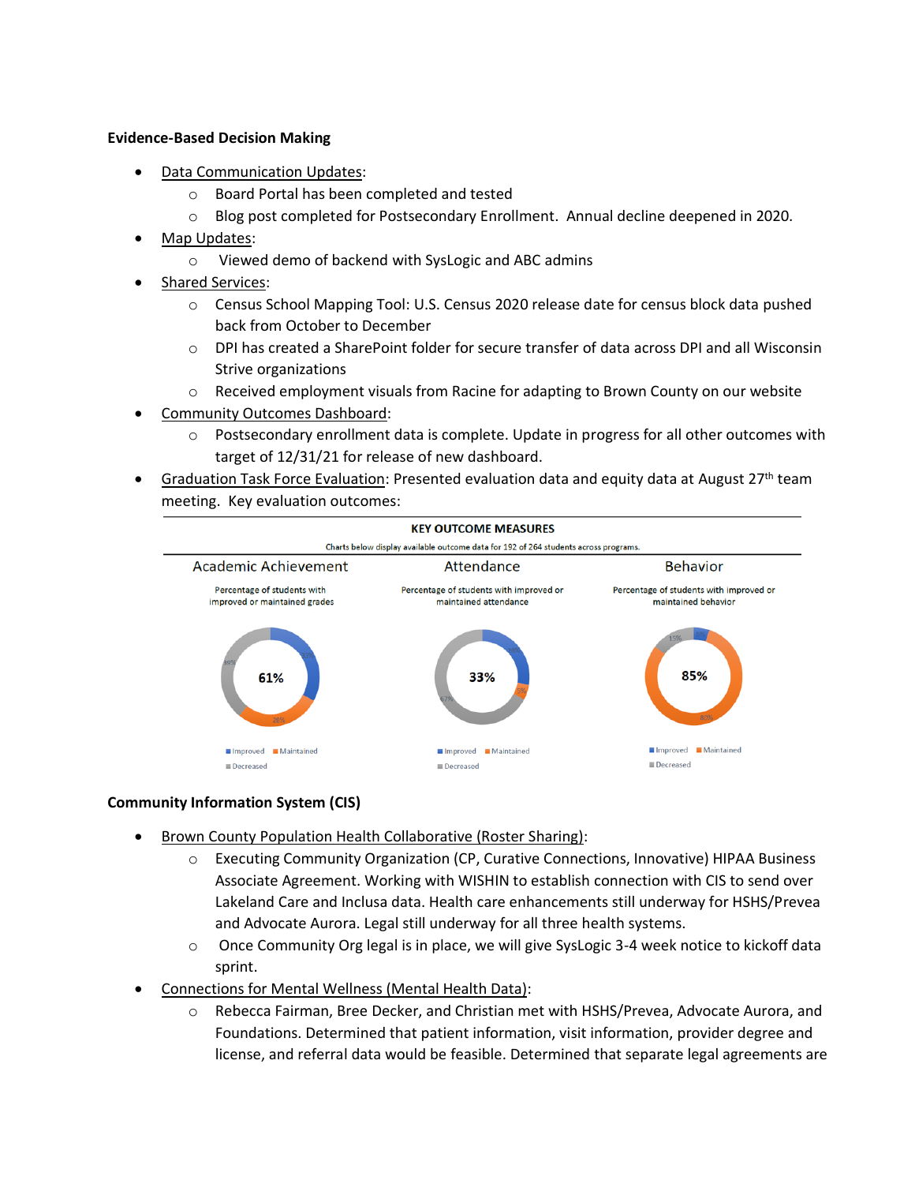**Evidence-Based Decision Making**

- Data Communication Updates:
  - Board Portal has been completed and tested
  - Blog post completed for Postsecondary Enrollment. Annual decline deepened in 2020.
- Map Updates:
  - Viewed demo of backend with SysLogic and ABC admins
- Shared Services:
  - Census School Mapping Tool: U.S. Census 2020 release date for census block data pushed back from October to December
  - DPI has created a SharePoint folder for secure transfer of data across DPI and all Wisconsin Strive organizations
  - Received employment visuals from Racine for adapting to Brown County on our website
- Community Outcomes Dashboard:
  - Postsecondary enrollment data is complete. Update in progress for all other outcomes with target of 12/31/21 for release of new dashboard.
- Graduation Task Force Evaluation: Presented evaluation data and equity data at August 27th team meeting. Key evaluation outcomes:

**KEY OUTCOME MEASURES**

Charts below display available outcome data for 192 of 264 students across programs.

| | Academic Achievement | Attendance | Behavior |
|---|---|---|---|
| Description | Percentage of students with improved or maintained grades | Percentage of students with improved or maintained attendance | Percentage of students with improved or maintained behavior |
| Total (Improved or Maintained) | 61% | 33% | 85% |
| Improved | 41% | 28% | 5% |
| Maintained | 20% | 5% | 80% |
| Decreased | 39% | 67% | 15% |

**Community Information System (CIS)**

- Brown County Population Health Collaborative (Roster Sharing):
  - Executing Community Organization (CP, Curative Connections, Innovative) HIPAA Business Associate Agreement. Working with WISHIN to establish connection with CIS to send over Lakeland Care and Inclusa data. Health care enhancements still underway for HSHS/Prevea and Advocate Aurora. Legal still underway for all three health systems.
  - Once Community Org legal is in place, we will give SysLogic 3-4 week notice to kickoff data sprint.
- Connections for Mental Wellness (Mental Health Data):
  - Rebecca Fairman, Bree Decker, and Christian met with HSHS/Prevea, Advocate Aurora, and Foundations. Determined that patient information, visit information, provider degree and license, and referral data would be feasible. Determined that separate legal agreements are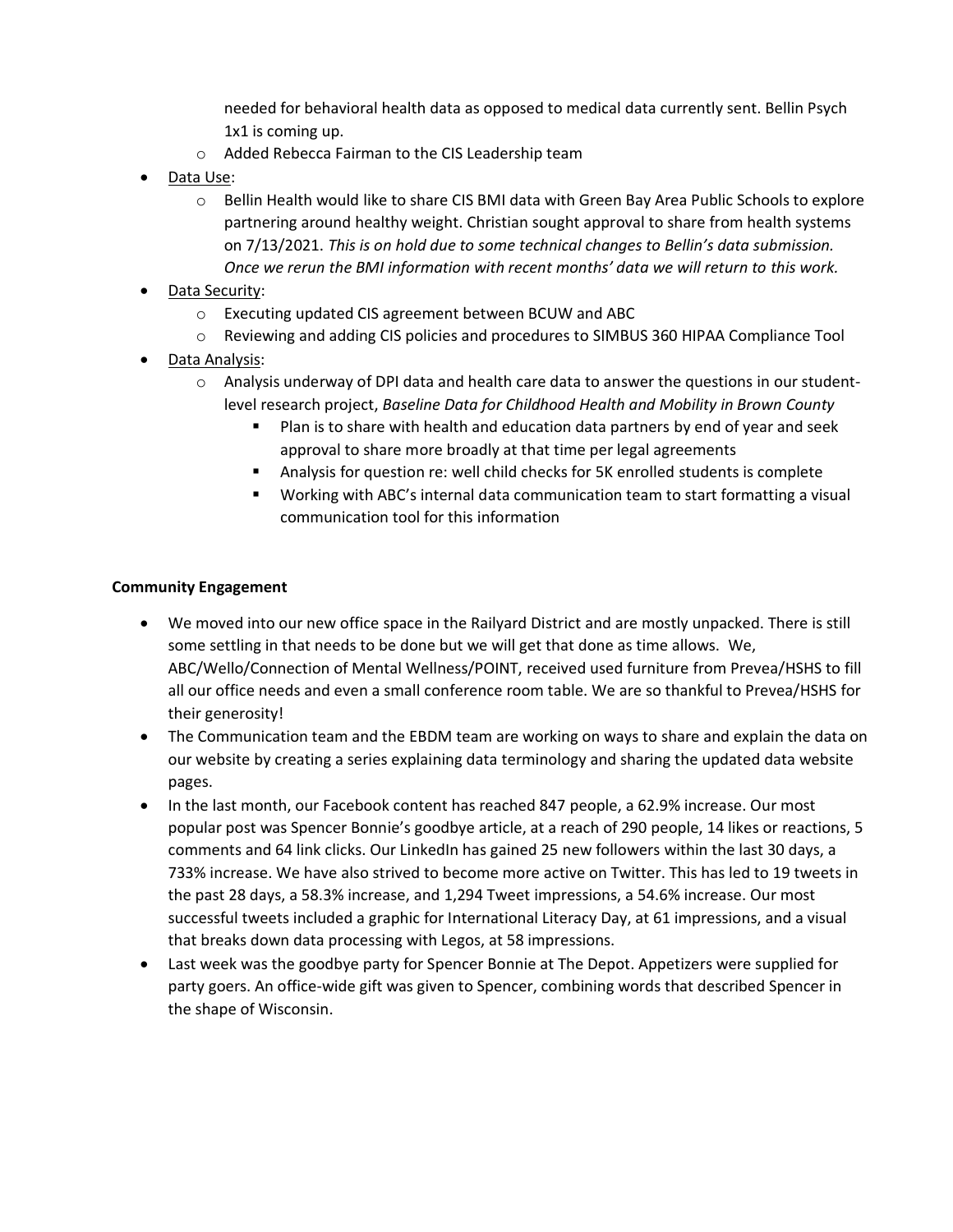needed for behavioral health data as opposed to medical data currently sent. Bellin Psych 1x1 is coming up.

   - Added Rebecca Fairman to the CIS Leadership team

- Data Use:
  - Bellin Health would like to share CIS BMI data with Green Bay Area Public Schools to explore partnering around healthy weight. Christian sought approval to share from health systems on 7/13/2021. *This is on hold due to some technical changes to Bellin's data submission. Once we rerun the BMI information with recent months' data we will return to this work.*
- Data Security:
  - Executing updated CIS agreement between BCUW and ABC
  - Reviewing and adding CIS policies and procedures to SIMBUS 360 HIPAA Compliance Tool
- Data Analysis:
  - Analysis underway of DPI data and health care data to answer the questions in our student-level research project, *Baseline Data for Childhood Health and Mobility in Brown County*
    - Plan is to share with health and education data partners by end of year and seek approval to share more broadly at that time per legal agreements
    - Analysis for question re: well child checks for 5K enrolled students is complete
    - Working with ABC's internal data communication team to start formatting a visual communication tool for this information

**Community Engagement**

- We moved into our new office space in the Railyard District and are mostly unpacked. There is still some settling in that needs to be done but we will get that done as time allows. We, ABC/Wello/Connection of Mental Wellness/POINT, received used furniture from Prevea/HSHS to fill all our office needs and even a small conference room table. We are so thankful to Prevea/HSHS for their generosity!
- The Communication team and the EBDM team are working on ways to share and explain the data on our website by creating a series explaining data terminology and sharing the updated data website pages.
- In the last month, our Facebook content has reached 847 people, a 62.9% increase. Our most popular post was Spencer Bonnie's goodbye article, at a reach of 290 people, 14 likes or reactions, 5 comments and 64 link clicks. Our LinkedIn has gained 25 new followers within the last 30 days, a 733% increase. We have also strived to become more active on Twitter. This has led to 19 tweets in the past 28 days, a 58.3% increase, and 1,294 Tweet impressions, a 54.6% increase. Our most successful tweets included a graphic for International Literacy Day, at 61 impressions, and a visual that breaks down data processing with Legos, at 58 impressions.
- Last week was the goodbye party for Spencer Bonnie at The Depot. Appetizers were supplied for party goers. An office-wide gift was given to Spencer, combining words that described Spencer in the shape of Wisconsin.